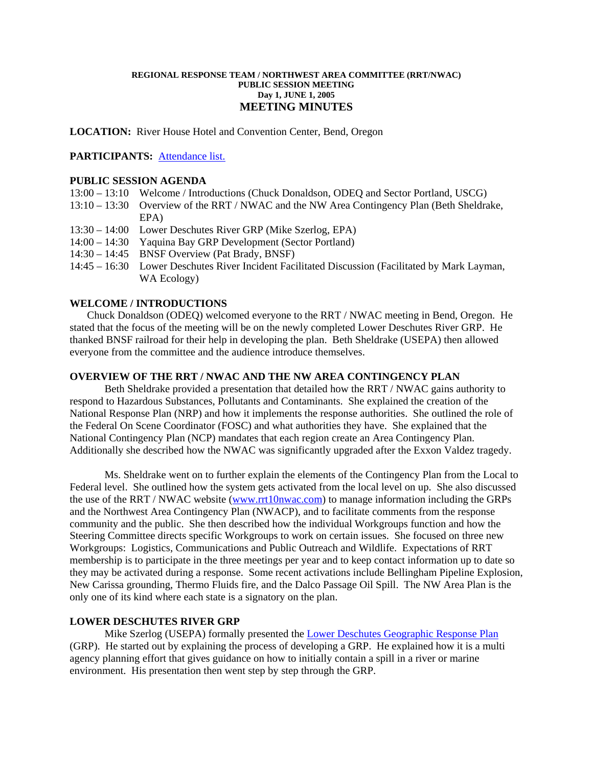**REGIONAL RESPONSE TEAM / NORTHWEST AREA COMMITTEE (RRT/NWAC)**
**PUBLIC SESSION MEETING**
**Day 1, JUNE 1, 2005**

# MEETING MINUTES

**LOCATION:** River House Hotel and Convention Center, Bend, Oregon

**PARTICIPANTS:** [Attendance list.]()

## PUBLIC SESSION AGENDA

| | |
|---|---|
| 13:00 – 13:10 | Welcome / Introductions (Chuck Donaldson, ODEQ and Sector Portland, USCG) |
| 13:10 – 13:30 | Overview of the RRT / NWAC and the NW Area Contingency Plan (Beth Sheldrake, EPA) |
| 13:30 – 14:00 | Lower Deschutes River GRP (Mike Szerlog, EPA) |
| 14:00 – 14:30 | Yaquina Bay GRP Development (Sector Portland) |
| 14:30 – 14:45 | BNSF Overview (Pat Brady, BNSF) |
| 14:45 – 16:30 | Lower Deschutes River Incident Facilitated Discussion (Facilitated by Mark Layman, WA Ecology) |

## WELCOME / INTRODUCTIONS

Chuck Donaldson (ODEQ) welcomed everyone to the RRT / NWAC meeting in Bend, Oregon. He stated that the focus of the meeting will be on the newly completed Lower Deschutes River GRP. He thanked BNSF railroad for their help in developing the plan. Beth Sheldrake (USEPA) then allowed everyone from the committee and the audience introduce themselves.

## OVERVIEW OF THE RRT / NWAC AND THE NW AREA CONTINGENCY PLAN

Beth Sheldrake provided a presentation that detailed how the RRT / NWAC gains authority to respond to Hazardous Substances, Pollutants and Contaminants. She explained the creation of the National Response Plan (NRP) and how it implements the response authorities. She outlined the role of the Federal On Scene Coordinator (FOSC) and what authorities they have. She explained that the National Contingency Plan (NCP) mandates that each region create an Area Contingency Plan. Additionally she described how the NWAC was significantly upgraded after the Exxon Valdez tragedy.

Ms. Sheldrake went on to further explain the elements of the Contingency Plan from the Local to Federal level. She outlined how the system gets activated from the local level on up. She also discussed the use of the RRT / NWAC website ([www.rrt10nwac.com](www.rrt10nwac.com)) to manage information including the GRPs and the Northwest Area Contingency Plan (NWACP), and to facilitate comments from the response community and the public. She then described how the individual Workgroups function and how the Steering Committee directs specific Workgroups to work on certain issues. She focused on three new Workgroups: Logistics, Communications and Public Outreach and Wildlife. Expectations of RRT membership is to participate in the three meetings per year and to keep contact information up to date so they may be activated during a response. Some recent activations include Bellingham Pipeline Explosion, New Carissa grounding, Thermo Fluids fire, and the Dalco Passage Oil Spill. The NW Area Plan is the only one of its kind where each state is a signatory on the plan.

## LOWER DESCHUTES RIVER GRP

Mike Szerlog (USEPA) formally presented the [Lower Deschutes Geographic Response Plan]() (GRP). He started out by explaining the process of developing a GRP. He explained how it is a multi agency planning effort that gives guidance on how to initially contain a spill in a river or marine environment. His presentation then went step by step through the GRP.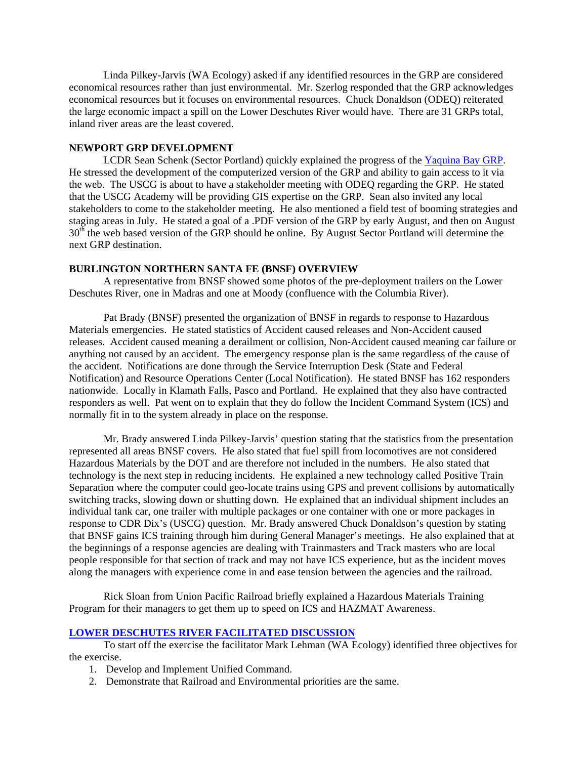Linda Pilkey-Jarvis (WA Ecology) asked if any identified resources in the GRP are considered economical resources rather than just environmental. Mr. Szerlog responded that the GRP acknowledges economical resources but it focuses on environmental resources. Chuck Donaldson (ODEQ) reiterated the large economic impact a spill on the Lower Deschutes River would have. There are 31 GRPs total, inland river areas are the least covered.

**NEWPORT GRP DEVELOPMENT**

LCDR Sean Schenk (Sector Portland) quickly explained the progress of the [Yaquina Bay GRP](). He stressed the development of the computerized version of the GRP and ability to gain access to it via the web. The USCG is about to have a stakeholder meeting with ODEQ regarding the GRP. He stated that the USCG Academy will be providing GIS expertise on the GRP. Sean also invited any local stakeholders to come to the stakeholder meeting. He also mentioned a field test of booming strategies and staging areas in July. He stated a goal of a .PDF version of the GRP by early August, and then on August 30th the web based version of the GRP should be online. By August Sector Portland will determine the next GRP destination.

**BURLINGTON NORTHERN SANTA FE (BNSF) OVERVIEW**

A representative from BNSF showed some photos of the pre-deployment trailers on the Lower Deschutes River, one in Madras and one at Moody (confluence with the Columbia River).

Pat Brady (BNSF) presented the organization of BNSF in regards to response to Hazardous Materials emergencies. He stated statistics of Accident caused releases and Non-Accident caused releases. Accident caused meaning a derailment or collision, Non-Accident caused meaning car failure or anything not caused by an accident. The emergency response plan is the same regardless of the cause of the accident. Notifications are done through the Service Interruption Desk (State and Federal Notification) and Resource Operations Center (Local Notification). He stated BNSF has 162 responders nationwide. Locally in Klamath Falls, Pasco and Portland. He explained that they also have contracted responders as well. Pat went on to explain that they do follow the Incident Command System (ICS) and normally fit in to the system already in place on the response.

Mr. Brady answered Linda Pilkey-Jarvis' question stating that the statistics from the presentation represented all areas BNSF covers. He also stated that fuel spill from locomotives are not considered Hazardous Materials by the DOT and are therefore not included in the numbers. He also stated that technology is the next step in reducing incidents. He explained a new technology called Positive Train Separation where the computer could geo-locate trains using GPS and prevent collisions by automatically switching tracks, slowing down or shutting down. He explained that an individual shipment includes an individual tank car, one trailer with multiple packages or one container with one or more packages in response to CDR Dix's (USCG) question. Mr. Brady answered Chuck Donaldson's question by stating that BNSF gains ICS training through him during General Manager's meetings. He also explained that at the beginnings of a response agencies are dealing with Trainmasters and Track masters who are local people responsible for that section of track and may not have ICS experience, but as the incident moves along the managers with experience come in and ease tension between the agencies and the railroad.

Rick Sloan from Union Pacific Railroad briefly explained a Hazardous Materials Training Program for their managers to get them up to speed on ICS and HAZMAT Awareness.

**[LOWER DESCHUTES RIVER FACILITATED DISCUSSION]()**

To start off the exercise the facilitator Mark Lehman (WA Ecology) identified three objectives for the exercise.

1. Develop and Implement Unified Command.
2. Demonstrate that Railroad and Environmental priorities are the same.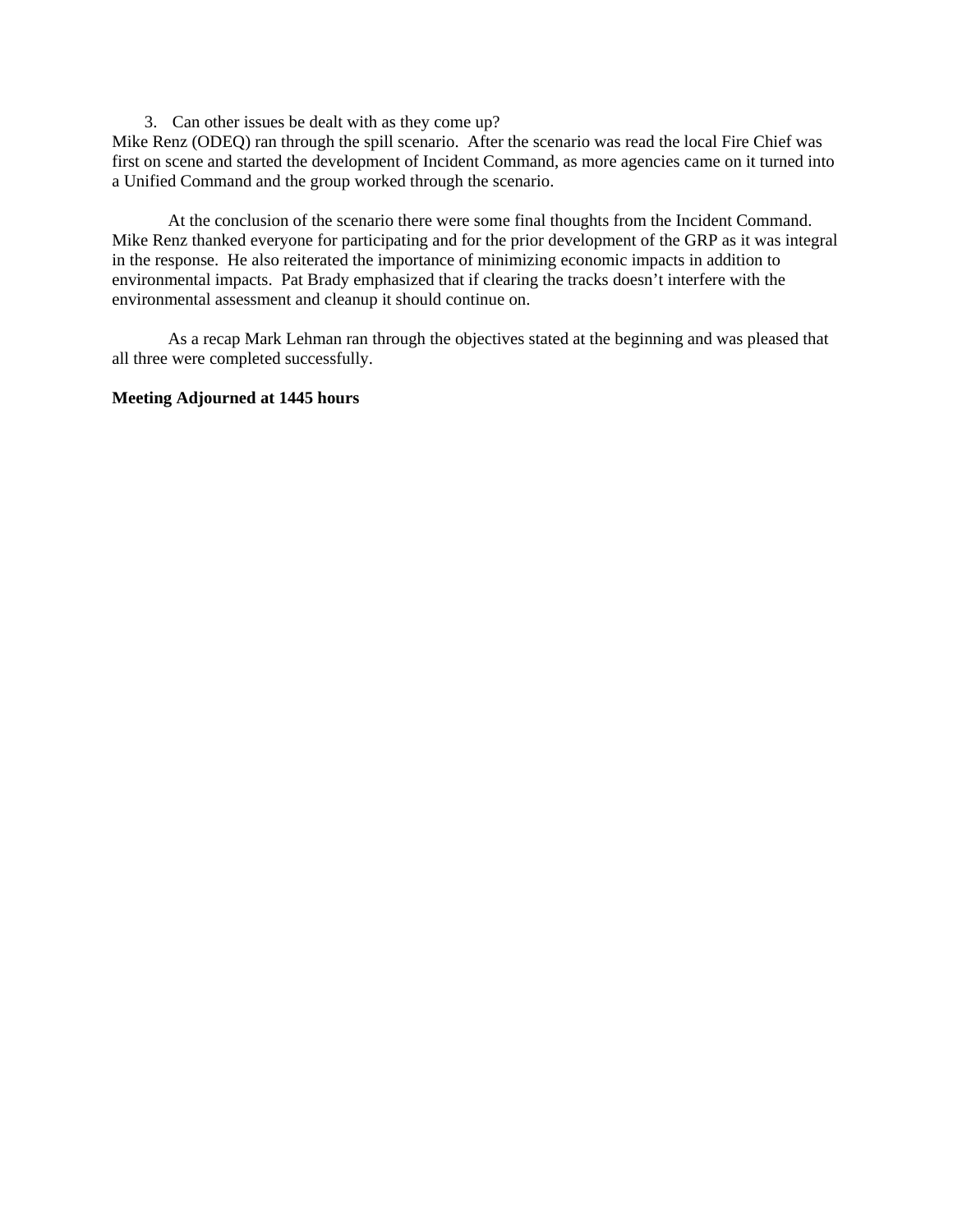3. Can other issues be dealt with as they come up?

Mike Renz (ODEQ) ran through the spill scenario. After the scenario was read the local Fire Chief was first on scene and started the development of Incident Command, as more agencies came on it turned into a Unified Command and the group worked through the scenario.

At the conclusion of the scenario there were some final thoughts from the Incident Command. Mike Renz thanked everyone for participating and for the prior development of the GRP as it was integral in the response. He also reiterated the importance of minimizing economic impacts in addition to environmental impacts. Pat Brady emphasized that if clearing the tracks doesn't interfere with the environmental assessment and cleanup it should continue on.

As a recap Mark Lehman ran through the objectives stated at the beginning and was pleased that all three were completed successfully.

**Meeting Adjourned at 1445 hours**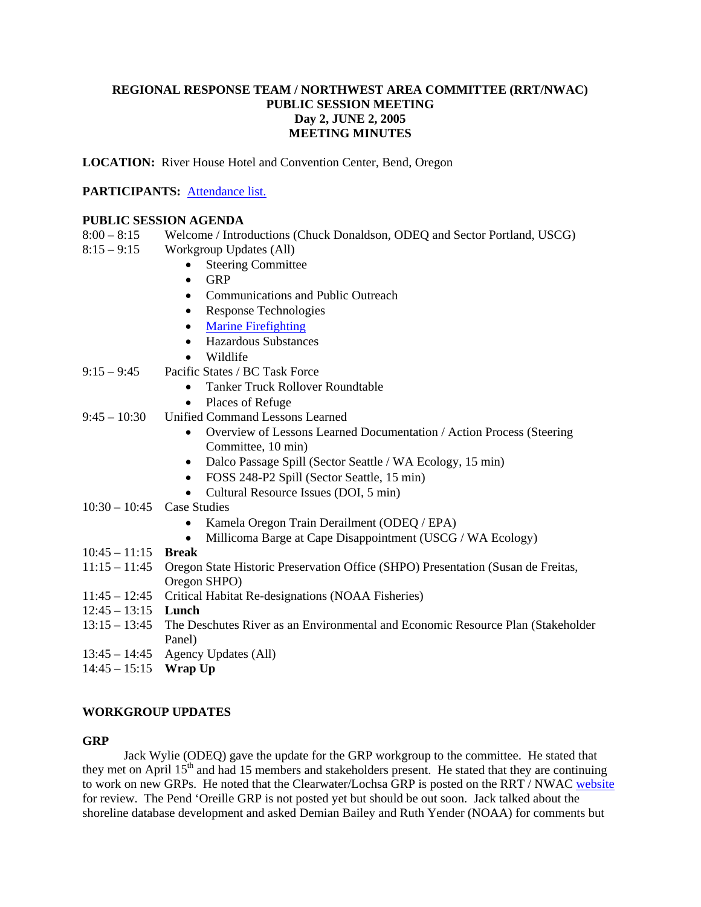**REGIONAL RESPONSE TEAM / NORTHWEST AREA COMMITTEE (RRT/NWAC)**
**PUBLIC SESSION MEETING**
**Day 2, JUNE 2, 2005**
**MEETING MINUTES**

**LOCATION:** River House Hotel and Convention Center, Bend, Oregon

**PARTICIPANTS:** Attendance list.

**PUBLIC SESSION AGENDA**

8:00 – 8:15 Welcome / Introductions (Chuck Donaldson, ODEQ and Sector Portland, USCG)

8:15 – 9:15 Workgroup Updates (All)
- Steering Committee
- GRP
- Communications and Public Outreach
- Response Technologies
- Marine Firefighting
- Hazardous Substances
- Wildlife

9:15 – 9:45 Pacific States / BC Task Force
- Tanker Truck Rollover Roundtable
- Places of Refuge

9:45 – 10:30 Unified Command Lessons Learned
- Overview of Lessons Learned Documentation / Action Process (Steering Committee, 10 min)
- Dalco Passage Spill (Sector Seattle / WA Ecology, 15 min)
- FOSS 248-P2 Spill (Sector Seattle, 15 min)
- Cultural Resource Issues (DOI, 5 min)

10:30 – 10:45 Case Studies
- Kamela Oregon Train Derailment (ODEQ / EPA)
- Millicoma Barge at Cape Disappointment (USCG / WA Ecology)

10:45 – 11:15 **Break**

11:15 – 11:45 Oregon State Historic Preservation Office (SHPO) Presentation (Susan de Freitas, Oregon SHPO)

11:45 – 12:45 Critical Habitat Re-designations (NOAA Fisheries)

12:45 – 13:15 **Lunch**

13:15 – 13:45 The Deschutes River as an Environmental and Economic Resource Plan (Stakeholder Panel)

13:45 – 14:45 Agency Updates (All)

14:45 – 15:15 **Wrap Up**

**WORKGROUP UPDATES**

**GRP**

Jack Wylie (ODEQ) gave the update for the GRP workgroup to the committee. He stated that they met on April 15th and had 15 members and stakeholders present. He stated that they are continuing to work on new GRPs. He noted that the Clearwater/Lochsa GRP is posted on the RRT / NWAC website for review. The Pend 'Oreille GRP is not posted yet but should be out soon. Jack talked about the shoreline database development and asked Demian Bailey and Ruth Yender (NOAA) for comments but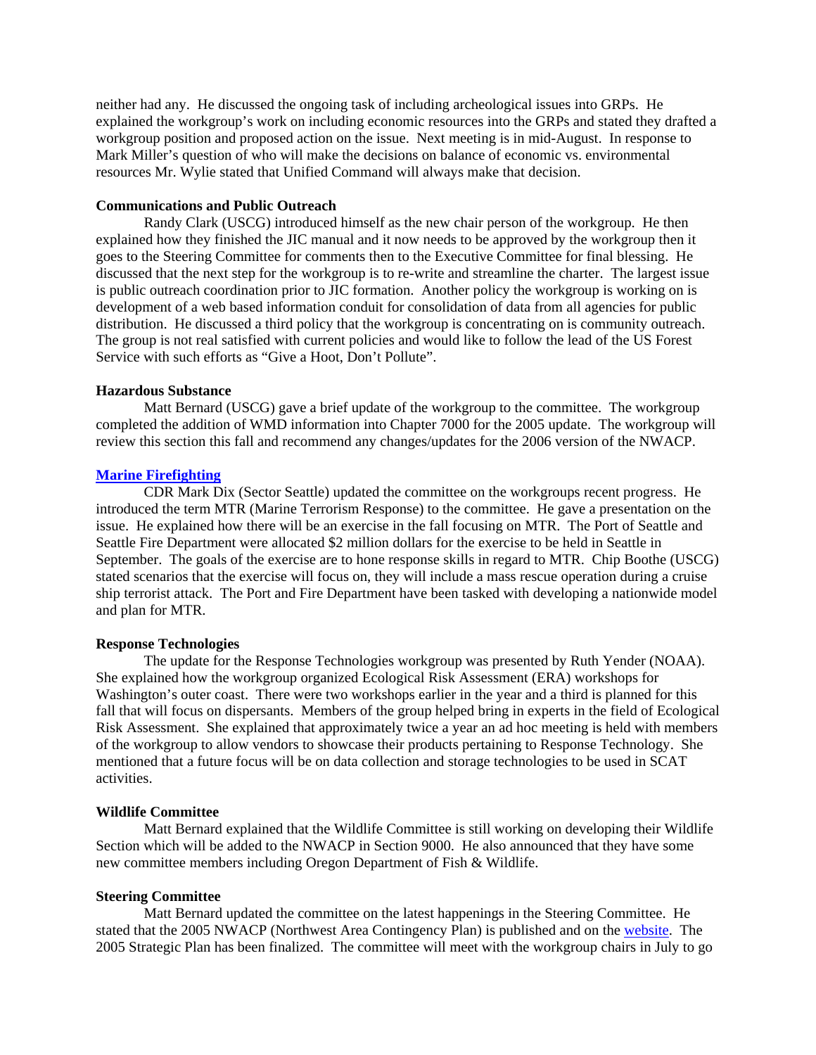neither had any. He discussed the ongoing task of including archeological issues into GRPs. He explained the workgroup's work on including economic resources into the GRPs and stated they drafted a workgroup position and proposed action on the issue. Next meeting is in mid-August. In response to Mark Miller's question of who will make the decisions on balance of economic vs. environmental resources Mr. Wylie stated that Unified Command will always make that decision.

**Communications and Public Outreach**

Randy Clark (USCG) introduced himself as the new chair person of the workgroup. He then explained how they finished the JIC manual and it now needs to be approved by the workgroup then it goes to the Steering Committee for comments then to the Executive Committee for final blessing. He discussed that the next step for the workgroup is to re-write and streamline the charter. The largest issue is public outreach coordination prior to JIC formation. Another policy the workgroup is working on is development of a web based information conduit for consolidation of data from all agencies for public distribution. He discussed a third policy that the workgroup is concentrating on is community outreach. The group is not real satisfied with current policies and would like to follow the lead of the US Forest Service with such efforts as "Give a Hoot, Don't Pollute".

**Hazardous Substance**

Matt Bernard (USCG) gave a brief update of the workgroup to the committee. The workgroup completed the addition of WMD information into Chapter 7000 for the 2005 update. The workgroup will review this section this fall and recommend any changes/updates for the 2006 version of the NWACP.

**Marine Firefighting**

CDR Mark Dix (Sector Seattle) updated the committee on the workgroups recent progress. He introduced the term MTR (Marine Terrorism Response) to the committee. He gave a presentation on the issue. He explained how there will be an exercise in the fall focusing on MTR. The Port of Seattle and Seattle Fire Department were allocated $2 million dollars for the exercise to be held in Seattle in September. The goals of the exercise are to hone response skills in regard to MTR. Chip Boothe (USCG) stated scenarios that the exercise will focus on, they will include a mass rescue operation during a cruise ship terrorist attack. The Port and Fire Department have been tasked with developing a nationwide model and plan for MTR.

**Response Technologies**

The update for the Response Technologies workgroup was presented by Ruth Yender (NOAA). She explained how the workgroup organized Ecological Risk Assessment (ERA) workshops for Washington's outer coast. There were two workshops earlier in the year and a third is planned for this fall that will focus on dispersants. Members of the group helped bring in experts in the field of Ecological Risk Assessment. She explained that approximately twice a year an ad hoc meeting is held with members of the workgroup to allow vendors to showcase their products pertaining to Response Technology. She mentioned that a future focus will be on data collection and storage technologies to be used in SCAT activities.

**Wildlife Committee**

Matt Bernard explained that the Wildlife Committee is still working on developing their Wildlife Section which will be added to the NWACP in Section 9000. He also announced that they have some new committee members including Oregon Department of Fish & Wildlife.

**Steering Committee**

Matt Bernard updated the committee on the latest happenings in the Steering Committee. He stated that the 2005 NWACP (Northwest Area Contingency Plan) is published and on the website. The 2005 Strategic Plan has been finalized. The committee will meet with the workgroup chairs in July to go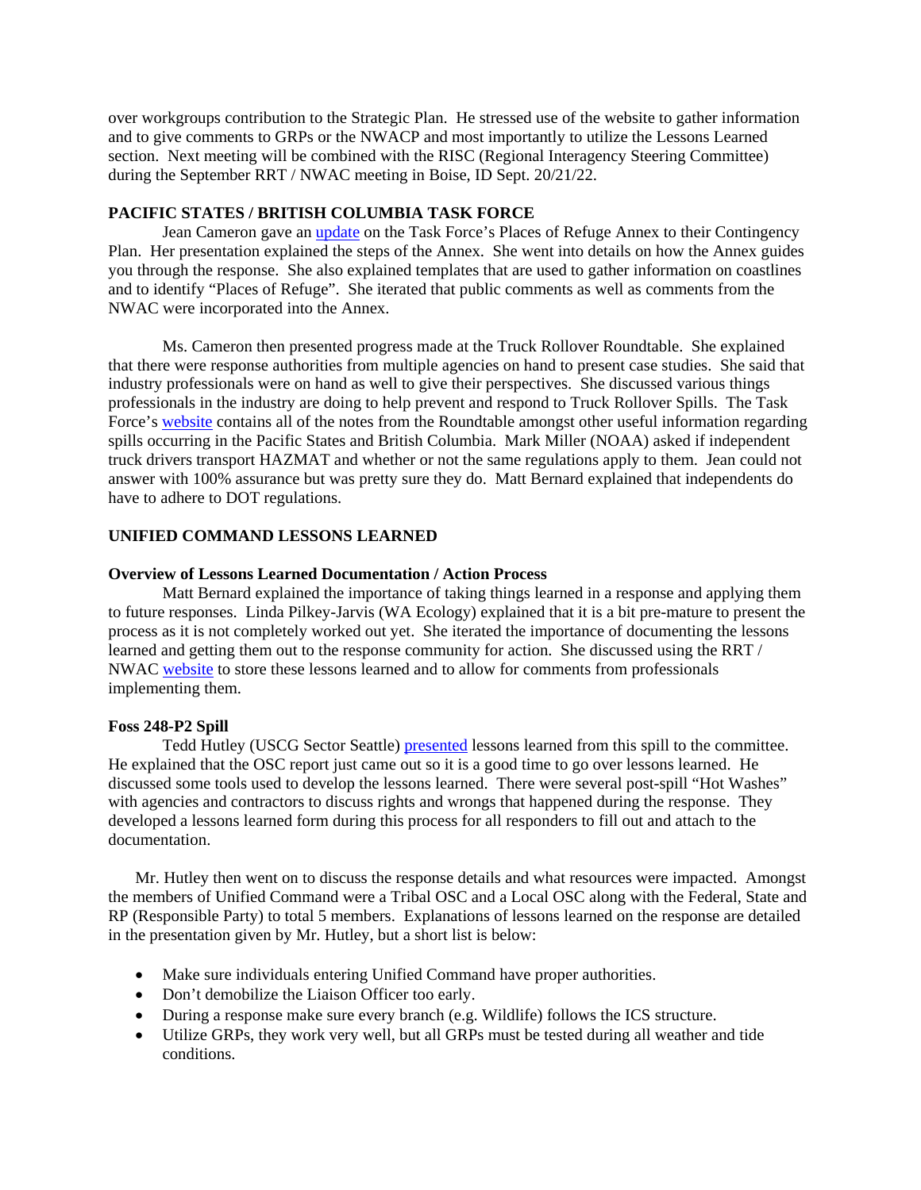over workgroups contribution to the Strategic Plan. He stressed use of the website to gather information and to give comments to GRPs or the NWACP and most importantly to utilize the Lessons Learned section. Next meeting will be combined with the RISC (Regional Interagency Steering Committee) during the September RRT / NWAC meeting in Boise, ID Sept. 20/21/22.

## PACIFIC STATES / BRITISH COLUMBIA TASK FORCE

Jean Cameron gave an update on the Task Force's Places of Refuge Annex to their Contingency Plan. Her presentation explained the steps of the Annex. She went into details on how the Annex guides you through the response. She also explained templates that are used to gather information on coastlines and to identify "Places of Refuge". She iterated that public comments as well as comments from the NWAC were incorporated into the Annex.

Ms. Cameron then presented progress made at the Truck Rollover Roundtable. She explained that there were response authorities from multiple agencies on hand to present case studies. She said that industry professionals were on hand as well to give their perspectives. She discussed various things professionals in the industry are doing to help prevent and respond to Truck Rollover Spills. The Task Force's website contains all of the notes from the Roundtable amongst other useful information regarding spills occurring in the Pacific States and British Columbia. Mark Miller (NOAA) asked if independent truck drivers transport HAZMAT and whether or not the same regulations apply to them. Jean could not answer with 100% assurance but was pretty sure they do. Matt Bernard explained that independents do have to adhere to DOT regulations.

## UNIFIED COMMAND LESSONS LEARNED

### Overview of Lessons Learned Documentation / Action Process

Matt Bernard explained the importance of taking things learned in a response and applying them to future responses. Linda Pilkey-Jarvis (WA Ecology) explained that it is a bit pre-mature to present the process as it is not completely worked out yet. She iterated the importance of documenting the lessons learned and getting them out to the response community for action. She discussed using the RRT / NWAC website to store these lessons learned and to allow for comments from professionals implementing them.

### Foss 248-P2 Spill

Tedd Hutley (USCG Sector Seattle) presented lessons learned from this spill to the committee. He explained that the OSC report just came out so it is a good time to go over lessons learned. He discussed some tools used to develop the lessons learned. There were several post-spill "Hot Washes" with agencies and contractors to discuss rights and wrongs that happened during the response. They developed a lessons learned form during this process for all responders to fill out and attach to the documentation.

Mr. Hutley then went on to discuss the response details and what resources were impacted. Amongst the members of Unified Command were a Tribal OSC and a Local OSC along with the Federal, State and RP (Responsible Party) to total 5 members. Explanations of lessons learned on the response are detailed in the presentation given by Mr. Hutley, but a short list is below:

- Make sure individuals entering Unified Command have proper authorities.
- Don't demobilize the Liaison Officer too early.
- During a response make sure every branch (e.g. Wildlife) follows the ICS structure.
- Utilize GRPs, they work very well, but all GRPs must be tested during all weather and tide conditions.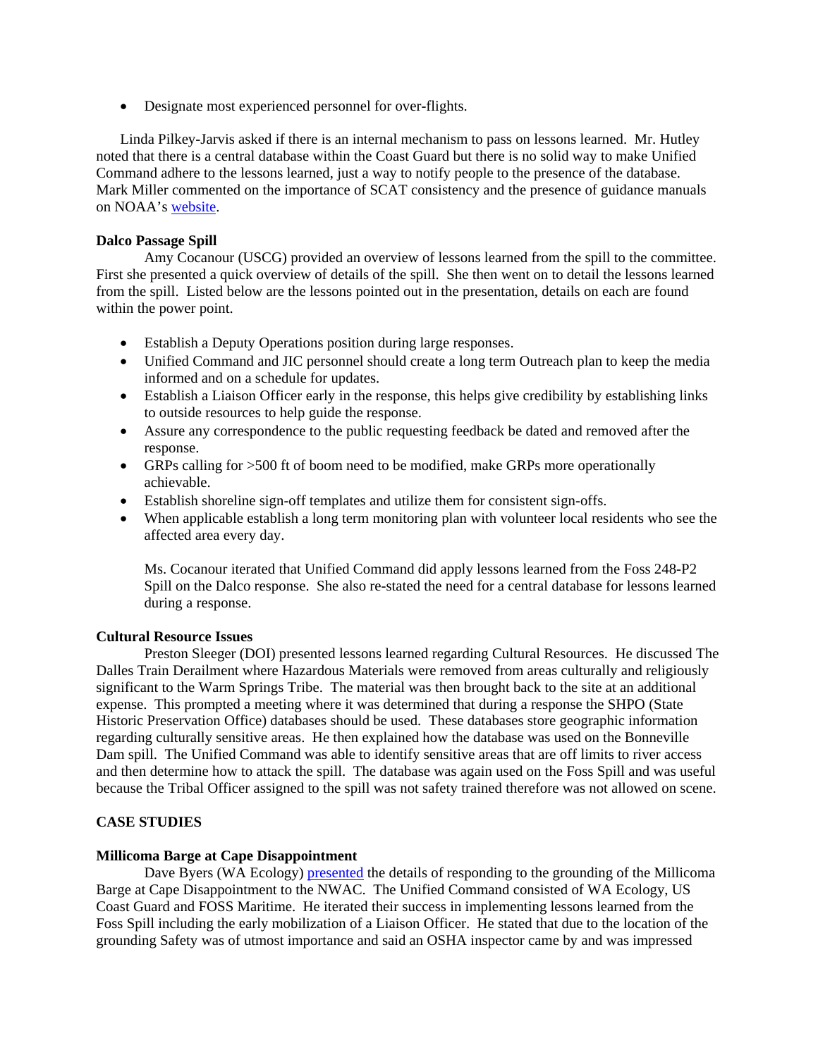- Designate most experienced personnel for over-flights.

Linda Pilkey-Jarvis asked if there is an internal mechanism to pass on lessons learned. Mr. Hutley noted that there is a central database within the Coast Guard but there is no solid way to make Unified Command adhere to the lessons learned, just a way to notify people to the presence of the database. Mark Miller commented on the importance of SCAT consistency and the presence of guidance manuals on NOAA's website.

**Dalco Passage Spill**

Amy Cocanour (USCG) provided an overview of lessons learned from the spill to the committee. First she presented a quick overview of details of the spill. She then went on to detail the lessons learned from the spill. Listed below are the lessons pointed out in the presentation, details on each are found within the power point.

- Establish a Deputy Operations position during large responses.
- Unified Command and JIC personnel should create a long term Outreach plan to keep the media informed and on a schedule for updates.
- Establish a Liaison Officer early in the response, this helps give credibility by establishing links to outside resources to help guide the response.
- Assure any correspondence to the public requesting feedback be dated and removed after the response.
- GRPs calling for >500 ft of boom need to be modified, make GRPs more operationally achievable.
- Establish shoreline sign-off templates and utilize them for consistent sign-offs.
- When applicable establish a long term monitoring plan with volunteer local residents who see the affected area every day.

Ms. Cocanour iterated that Unified Command did apply lessons learned from the Foss 248-P2 Spill on the Dalco response. She also re-stated the need for a central database for lessons learned during a response.

**Cultural Resource Issues**

Preston Sleeger (DOI) presented lessons learned regarding Cultural Resources. He discussed The Dalles Train Derailment where Hazardous Materials were removed from areas culturally and religiously significant to the Warm Springs Tribe. The material was then brought back to the site at an additional expense. This prompted a meeting where it was determined that during a response the SHPO (State Historic Preservation Office) databases should be used. These databases store geographic information regarding culturally sensitive areas. He then explained how the database was used on the Bonneville Dam spill. The Unified Command was able to identify sensitive areas that are off limits to river access and then determine how to attack the spill. The database was again used on the Foss Spill and was useful because the Tribal Officer assigned to the spill was not safety trained therefore was not allowed on scene.

**CASE STUDIES**

**Millicoma Barge at Cape Disappointment**

Dave Byers (WA Ecology) presented the details of responding to the grounding of the Millicoma Barge at Cape Disappointment to the NWAC. The Unified Command consisted of WA Ecology, US Coast Guard and FOSS Maritime. He iterated their success in implementing lessons learned from the Foss Spill including the early mobilization of a Liaison Officer. He stated that due to the location of the grounding Safety was of utmost importance and said an OSHA inspector came by and was impressed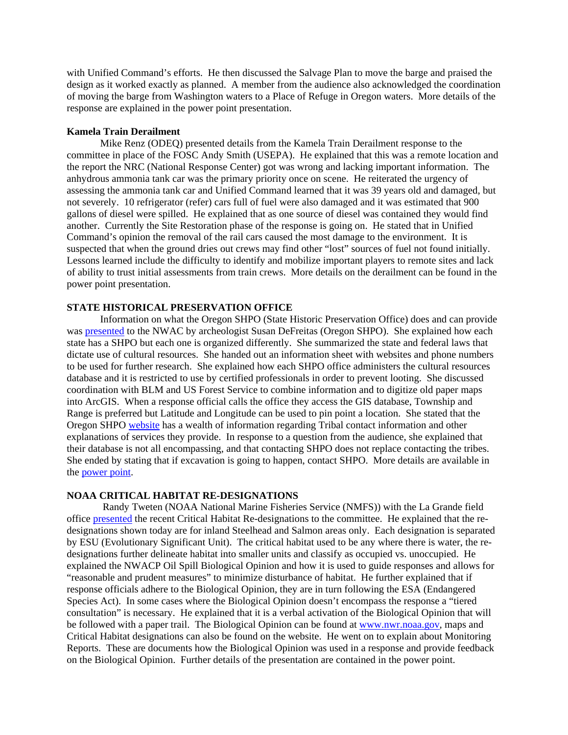with Unified Command's efforts. He then discussed the Salvage Plan to move the barge and praised the design as it worked exactly as planned. A member from the audience also acknowledged the coordination of moving the barge from Washington waters to a Place of Refuge in Oregon waters. More details of the response are explained in the power point presentation.

**Kamela Train Derailment**

Mike Renz (ODEQ) presented details from the Kamela Train Derailment response to the committee in place of the FOSC Andy Smith (USEPA). He explained that this was a remote location and the report the NRC (National Response Center) got was wrong and lacking important information. The anhydrous ammonia tank car was the primary priority once on scene. He reiterated the urgency of assessing the ammonia tank car and Unified Command learned that it was 39 years old and damaged, but not severely. 10 refrigerator (refer) cars full of fuel were also damaged and it was estimated that 900 gallons of diesel were spilled. He explained that as one source of diesel was contained they would find another. Currently the Site Restoration phase of the response is going on. He stated that in Unified Command's opinion the removal of the rail cars caused the most damage to the environment. It is suspected that when the ground dries out crews may find other "lost" sources of fuel not found initially. Lessons learned include the difficulty to identify and mobilize important players to remote sites and lack of ability to trust initial assessments from train crews. More details on the derailment can be found in the power point presentation.

**STATE HISTORICAL PRESERVATION OFFICE**

Information on what the Oregon SHPO (State Historic Preservation Office) does and can provide was presented to the NWAC by archeologist Susan DeFreitas (Oregon SHPO). She explained how each state has a SHPO but each one is organized differently. She summarized the state and federal laws that dictate use of cultural resources. She handed out an information sheet with websites and phone numbers to be used for further research. She explained how each SHPO office administers the cultural resources database and it is restricted to use by certified professionals in order to prevent looting. She discussed coordination with BLM and US Forest Service to combine information and to digitize old paper maps into ArcGIS. When a response official calls the office they access the GIS database, Township and Range is preferred but Latitude and Longitude can be used to pin point a location. She stated that the Oregon SHPO website has a wealth of information regarding Tribal contact information and other explanations of services they provide. In response to a question from the audience, she explained that their database is not all encompassing, and that contacting SHPO does not replace contacting the tribes. She ended by stating that if excavation is going to happen, contact SHPO. More details are available in the power point.

**NOAA CRITICAL HABITAT RE-DESIGNATIONS**

Randy Tweten (NOAA National Marine Fisheries Service (NMFS)) with the La Grande field office presented the recent Critical Habitat Re-designations to the committee. He explained that the re-designations shown today are for inland Steelhead and Salmon areas only. Each designation is separated by ESU (Evolutionary Significant Unit). The critical habitat used to be any where there is water, the re-designations further delineate habitat into smaller units and classify as occupied vs. unoccupied. He explained the NWACP Oil Spill Biological Opinion and how it is used to guide responses and allows for "reasonable and prudent measures" to minimize disturbance of habitat. He further explained that if response officials adhere to the Biological Opinion, they are in turn following the ESA (Endangered Species Act). In some cases where the Biological Opinion doesn't encompass the response a "tiered consultation" is necessary. He explained that it is a verbal activation of the Biological Opinion that will be followed with a paper trail. The Biological Opinion can be found at www.nwr.noaa.gov, maps and Critical Habitat designations can also be found on the website. He went on to explain about Monitoring Reports. These are documents how the Biological Opinion was used in a response and provide feedback on the Biological Opinion. Further details of the presentation are contained in the power point.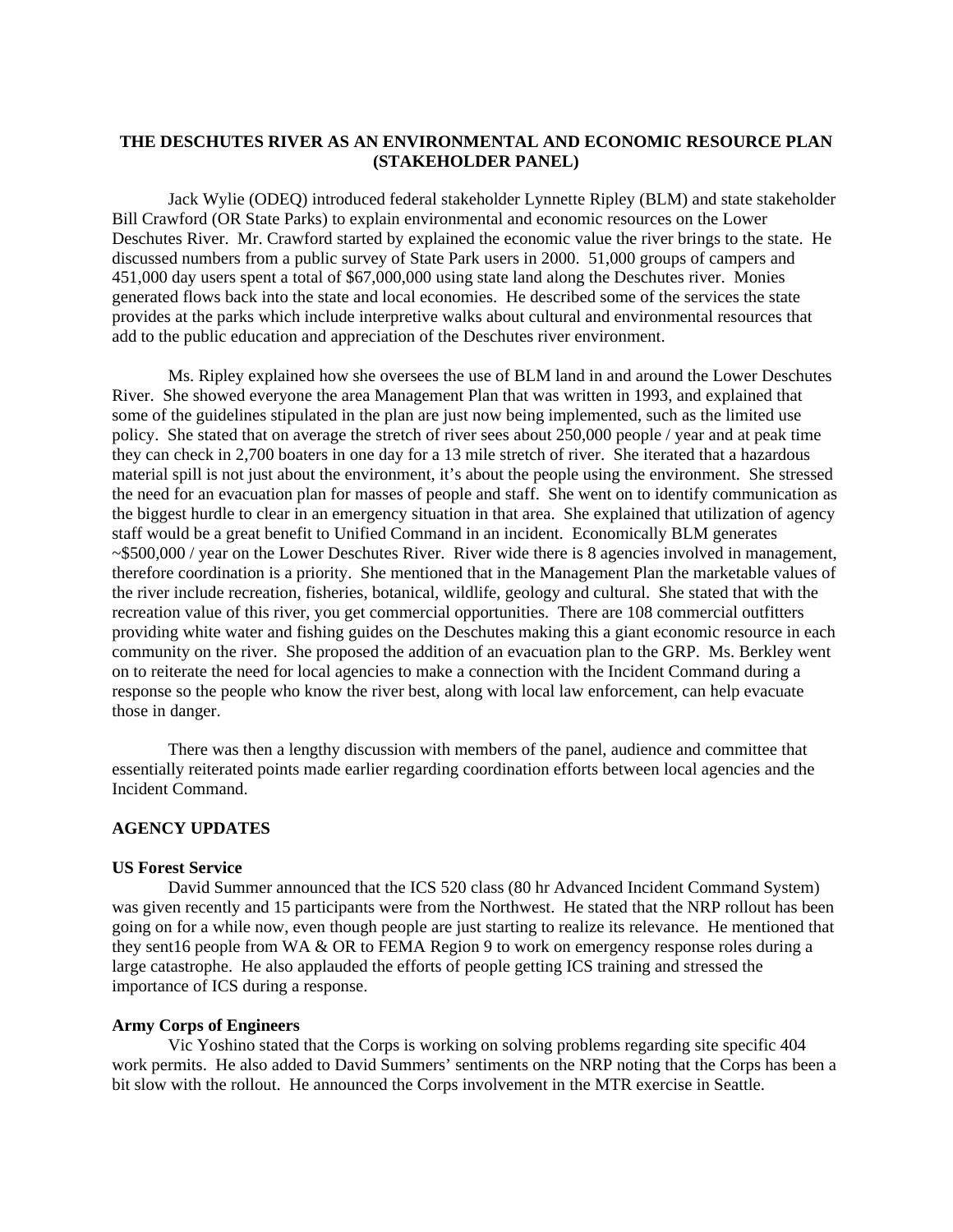**THE DESCHUTES RIVER AS AN ENVIRONMENTAL AND ECONOMIC RESOURCE PLAN (STAKEHOLDER PANEL)**

Jack Wylie (ODEQ) introduced federal stakeholder Lynnette Ripley (BLM) and state stakeholder Bill Crawford (OR State Parks) to explain environmental and economic resources on the Lower Deschutes River. Mr. Crawford started by explained the economic value the river brings to the state. He discussed numbers from a public survey of State Park users in 2000. 51,000 groups of campers and 451,000 day users spent a total of $67,000,000 using state land along the Deschutes river. Monies generated flows back into the state and local economies. He described some of the services the state provides at the parks which include interpretive walks about cultural and environmental resources that add to the public education and appreciation of the Deschutes river environment.

Ms. Ripley explained how she oversees the use of BLM land in and around the Lower Deschutes River. She showed everyone the area Management Plan that was written in 1993, and explained that some of the guidelines stipulated in the plan are just now being implemented, such as the limited use policy. She stated that on average the stretch of river sees about 250,000 people / year and at peak time they can check in 2,700 boaters in one day for a 13 mile stretch of river. She iterated that a hazardous material spill is not just about the environment, it's about the people using the environment. She stressed the need for an evacuation plan for masses of people and staff. She went on to identify communication as the biggest hurdle to clear in an emergency situation in that area. She explained that utilization of agency staff would be a great benefit to Unified Command in an incident. Economically BLM generates ~$500,000 / year on the Lower Deschutes River. River wide there is 8 agencies involved in management, therefore coordination is a priority. She mentioned that in the Management Plan the marketable values of the river include recreation, fisheries, botanical, wildlife, geology and cultural. She stated that with the recreation value of this river, you get commercial opportunities. There are 108 commercial outfitters providing white water and fishing guides on the Deschutes making this a giant economic resource in each community on the river. She proposed the addition of an evacuation plan to the GRP. Ms. Berkley went on to reiterate the need for local agencies to make a connection with the Incident Command during a response so the people who know the river best, along with local law enforcement, can help evacuate those in danger.

There was then a lengthy discussion with members of the panel, audience and committee that essentially reiterated points made earlier regarding coordination efforts between local agencies and the Incident Command.

**AGENCY UPDATES**

**US Forest Service**

David Summer announced that the ICS 520 class (80 hr Advanced Incident Command System) was given recently and 15 participants were from the Northwest. He stated that the NRP rollout has been going on for a while now, even though people are just starting to realize its relevance. He mentioned that they sent16 people from WA & OR to FEMA Region 9 to work on emergency response roles during a large catastrophe. He also applauded the efforts of people getting ICS training and stressed the importance of ICS during a response.

**Army Corps of Engineers**

Vic Yoshino stated that the Corps is working on solving problems regarding site specific 404 work permits. He also added to David Summers' sentiments on the NRP noting that the Corps has been a bit slow with the rollout. He announced the Corps involvement in the MTR exercise in Seattle.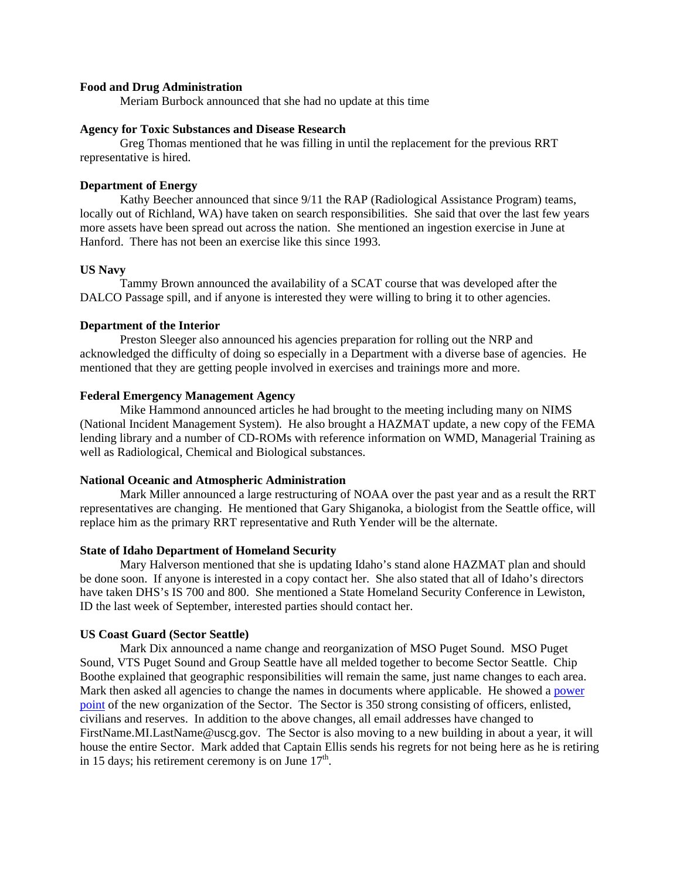**Food and Drug Administration**

Meriam Burbock announced that she had no update at this time

**Agency for Toxic Substances and Disease Research**

Greg Thomas mentioned that he was filling in until the replacement for the previous RRT representative is hired.

**Department of Energy**

Kathy Beecher announced that since 9/11 the RAP (Radiological Assistance Program) teams, locally out of Richland, WA) have taken on search responsibilities. She said that over the last few years more assets have been spread out across the nation. She mentioned an ingestion exercise in June at Hanford. There has not been an exercise like this since 1993.

**US Navy**

Tammy Brown announced the availability of a SCAT course that was developed after the DALCO Passage spill, and if anyone is interested they were willing to bring it to other agencies.

**Department of the Interior**

Preston Sleeger also announced his agencies preparation for rolling out the NRP and acknowledged the difficulty of doing so especially in a Department with a diverse base of agencies. He mentioned that they are getting people involved in exercises and trainings more and more.

**Federal Emergency Management Agency**

Mike Hammond announced articles he had brought to the meeting including many on NIMS (National Incident Management System). He also brought a HAZMAT update, a new copy of the FEMA lending library and a number of CD-ROMs with reference information on WMD, Managerial Training as well as Radiological, Chemical and Biological substances.

**National Oceanic and Atmospheric Administration**

Mark Miller announced a large restructuring of NOAA over the past year and as a result the RRT representatives are changing. He mentioned that Gary Shiganoka, a biologist from the Seattle office, will replace him as the primary RRT representative and Ruth Yender will be the alternate.

**State of Idaho Department of Homeland Security**

Mary Halverson mentioned that she is updating Idaho's stand alone HAZMAT plan and should be done soon. If anyone is interested in a copy contact her. She also stated that all of Idaho's directors have taken DHS's IS 700 and 800. She mentioned a State Homeland Security Conference in Lewiston, ID the last week of September, interested parties should contact her.

**US Coast Guard (Sector Seattle)**

Mark Dix announced a name change and reorganization of MSO Puget Sound. MSO Puget Sound, VTS Puget Sound and Group Seattle have all melded together to become Sector Seattle. Chip Boothe explained that geographic responsibilities will remain the same, just name changes to each area. Mark then asked all agencies to change the names in documents where applicable. He showed a power point of the new organization of the Sector. The Sector is 350 strong consisting of officers, enlisted, civilians and reserves. In addition to the above changes, all email addresses have changed to FirstName.MI.LastName@uscg.gov. The Sector is also moving to a new building in about a year, it will house the entire Sector. Mark added that Captain Ellis sends his regrets for not being here as he is retiring in 15 days; his retirement ceremony is on June 17th.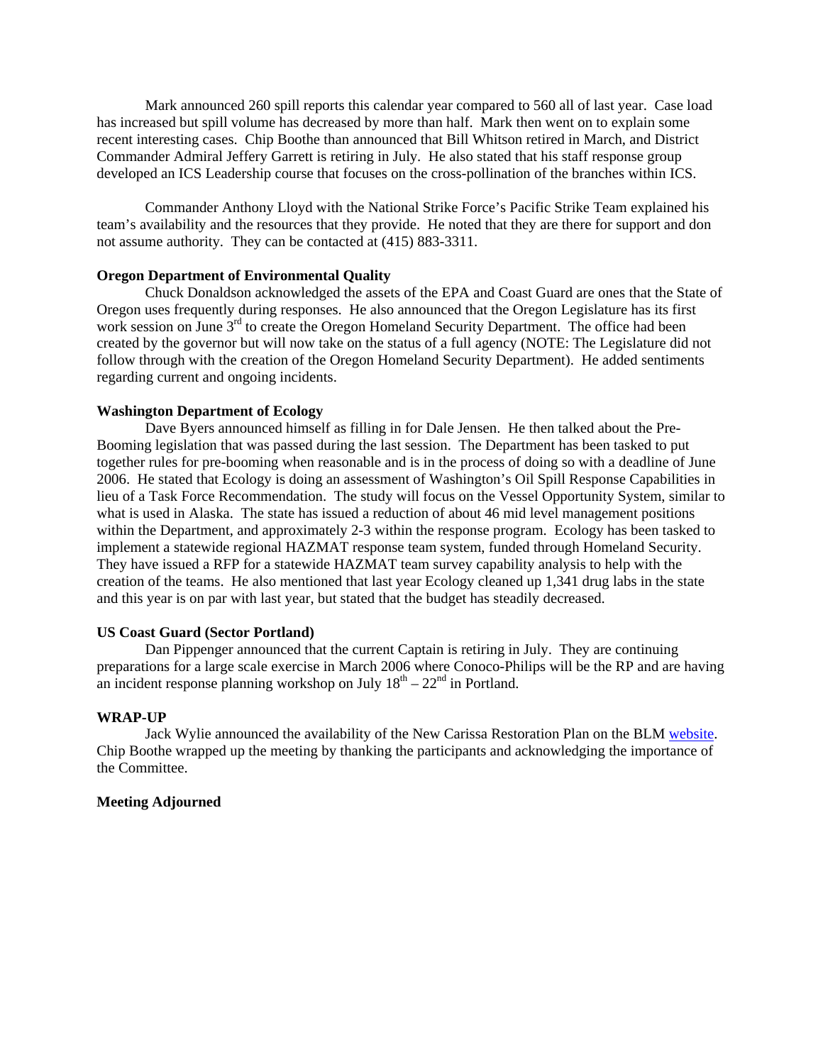Mark announced 260 spill reports this calendar year compared to 560 all of last year. Case load has increased but spill volume has decreased by more than half. Mark then went on to explain some recent interesting cases. Chip Boothe than announced that Bill Whitson retired in March, and District Commander Admiral Jeffery Garrett is retiring in July. He also stated that his staff response group developed an ICS Leadership course that focuses on the cross-pollination of the branches within ICS.

Commander Anthony Lloyd with the National Strike Force's Pacific Strike Team explained his team's availability and the resources that they provide. He noted that they are there for support and don not assume authority. They can be contacted at (415) 883-3311.

**Oregon Department of Environmental Quality**

Chuck Donaldson acknowledged the assets of the EPA and Coast Guard are ones that the State of Oregon uses frequently during responses. He also announced that the Oregon Legislature has its first work session on June 3rd to create the Oregon Homeland Security Department. The office had been created by the governor but will now take on the status of a full agency (NOTE: The Legislature did not follow through with the creation of the Oregon Homeland Security Department). He added sentiments regarding current and ongoing incidents.

**Washington Department of Ecology**

Dave Byers announced himself as filling in for Dale Jensen. He then talked about the Pre-Booming legislation that was passed during the last session. The Department has been tasked to put together rules for pre-booming when reasonable and is in the process of doing so with a deadline of June 2006. He stated that Ecology is doing an assessment of Washington's Oil Spill Response Capabilities in lieu of a Task Force Recommendation. The study will focus on the Vessel Opportunity System, similar to what is used in Alaska. The state has issued a reduction of about 46 mid level management positions within the Department, and approximately 2-3 within the response program. Ecology has been tasked to implement a statewide regional HAZMAT response team system, funded through Homeland Security. They have issued a RFP for a statewide HAZMAT team survey capability analysis to help with the creation of the teams. He also mentioned that last year Ecology cleaned up 1,341 drug labs in the state and this year is on par with last year, but stated that the budget has steadily decreased.

**US Coast Guard (Sector Portland)**

Dan Pippenger announced that the current Captain is retiring in July. They are continuing preparations for a large scale exercise in March 2006 where Conoco-Philips will be the RP and are having an incident response planning workshop on July 18th – 22nd in Portland.

**WRAP-UP**

Jack Wylie announced the availability of the New Carissa Restoration Plan on the BLM website. Chip Boothe wrapped up the meeting by thanking the participants and acknowledging the importance of the Committee.

**Meeting Adjourned**